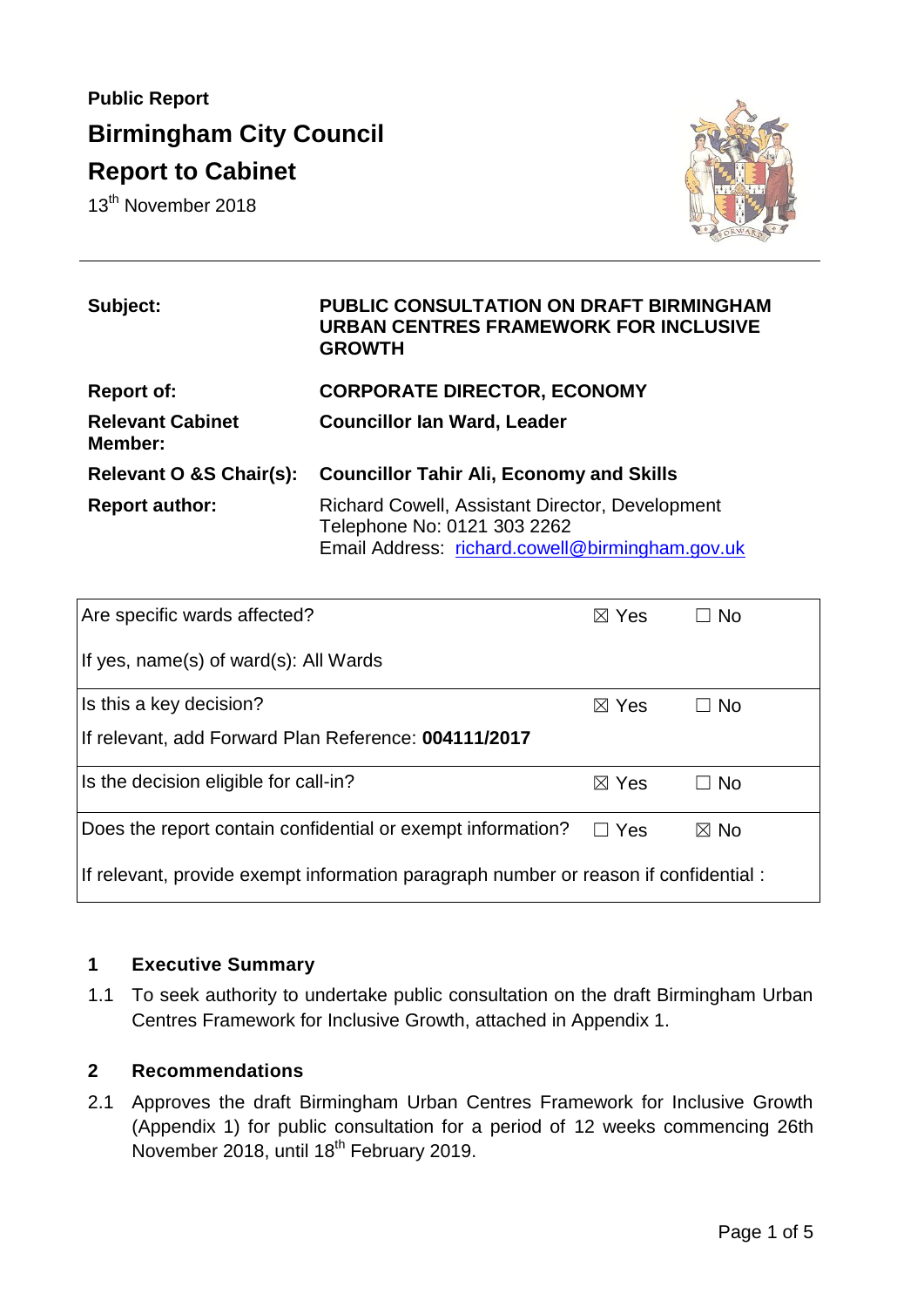**Public Report**

# Birmingham City Council

# Report to Cabinet

13th November 2018

| | |
|---|---|
| **Subject:** | **PUBLIC CONSULTATION ON DRAFT BIRMINGHAM URBAN CENTRES FRAMEWORK FOR INCLUSIVE GROWTH** |
| **Report of:** | **CORPORATE DIRECTOR, ECONOMY** |
| **Relevant Cabinet Member:** | **Councillor Ian Ward, Leader** |
| **Relevant O &S Chair(s):** | **Councillor Tahir Ali, Economy and Skills** |
| **Report author:** | Richard Cowell, Assistant Director, Development<br>Telephone No: 0121 303 2262<br>Email Address: richard.cowell@birmingham.gov.uk |

| | | |
|---|---|---|
| Are specific wards affected?<br><br>If yes, name(s) of ward(s): All Wards | ☒ Yes | ☐ No |
| Is this a key decision?<br><br>If relevant, add Forward Plan Reference: **004111/2017** | ☒ Yes | ☐ No |
| Is the decision eligible for call-in? | ☒ Yes | ☐ No |
| Does the report contain confidential or exempt information?<br><br>If relevant, provide exempt information paragraph number or reason if confidential : | ☐ Yes | ☒ No |

## 1 Executive Summary

1.1 To seek authority to undertake public consultation on the draft Birmingham Urban Centres Framework for Inclusive Growth, attached in Appendix 1.

## 2 Recommendations

2.1 Approves the draft Birmingham Urban Centres Framework for Inclusive Growth (Appendix 1) for public consultation for a period of 12 weeks commencing 26th November 2018, until 18th February 2019.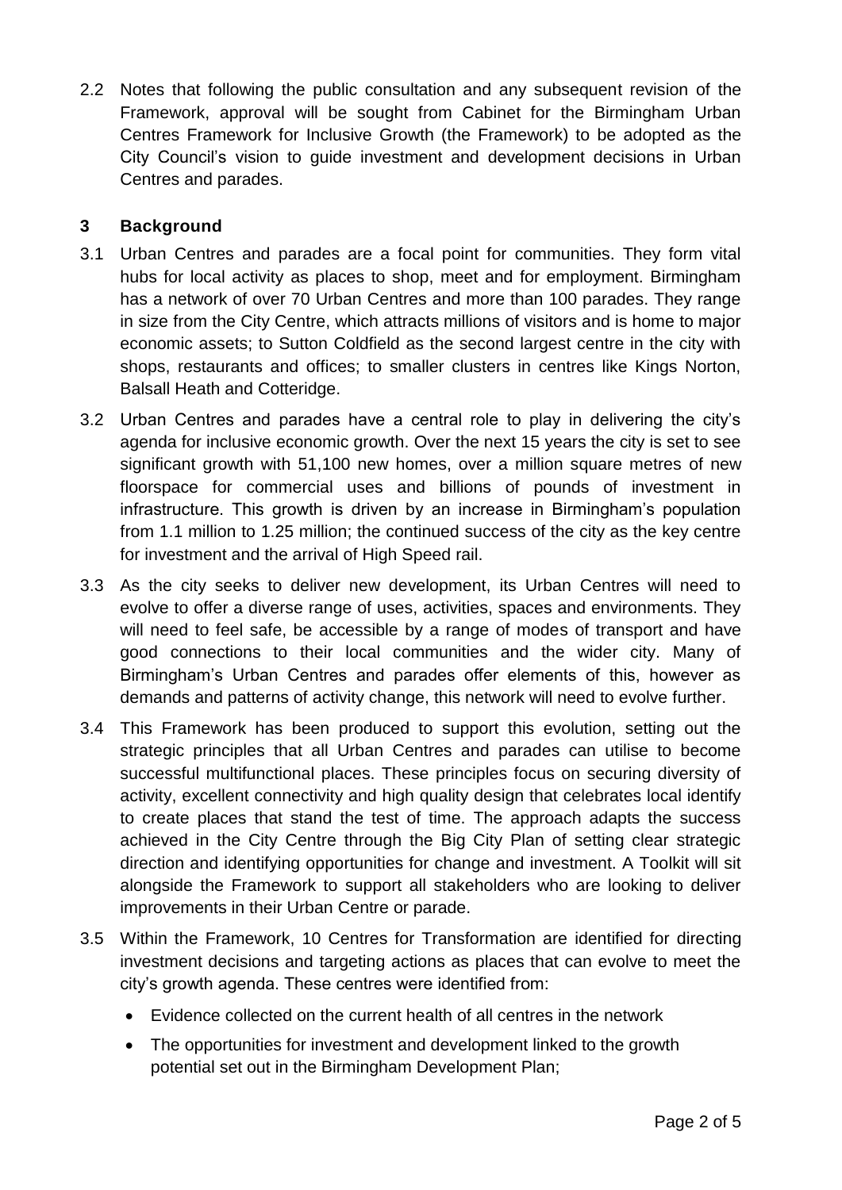2.2 Notes that following the public consultation and any subsequent revision of the Framework, approval will be sought from Cabinet for the Birmingham Urban Centres Framework for Inclusive Growth (the Framework) to be adopted as the City Council's vision to guide investment and development decisions in Urban Centres and parades.

## 3 Background

3.1 Urban Centres and parades are a focal point for communities. They form vital hubs for local activity as places to shop, meet and for employment. Birmingham has a network of over 70 Urban Centres and more than 100 parades. They range in size from the City Centre, which attracts millions of visitors and is home to major economic assets; to Sutton Coldfield as the second largest centre in the city with shops, restaurants and offices; to smaller clusters in centres like Kings Norton, Balsall Heath and Cotteridge.

3.2 Urban Centres and parades have a central role to play in delivering the city's agenda for inclusive economic growth. Over the next 15 years the city is set to see significant growth with 51,100 new homes, over a million square metres of new floorspace for commercial uses and billions of pounds of investment in infrastructure. This growth is driven by an increase in Birmingham's population from 1.1 million to 1.25 million; the continued success of the city as the key centre for investment and the arrival of High Speed rail.

3.3 As the city seeks to deliver new development, its Urban Centres will need to evolve to offer a diverse range of uses, activities, spaces and environments. They will need to feel safe, be accessible by a range of modes of transport and have good connections to their local communities and the wider city. Many of Birmingham's Urban Centres and parades offer elements of this, however as demands and patterns of activity change, this network will need to evolve further.

3.4 This Framework has been produced to support this evolution, setting out the strategic principles that all Urban Centres and parades can utilise to become successful multifunctional places. These principles focus on securing diversity of activity, excellent connectivity and high quality design that celebrates local identify to create places that stand the test of time. The approach adapts the success achieved in the City Centre through the Big City Plan of setting clear strategic direction and identifying opportunities for change and investment. A Toolkit will sit alongside the Framework to support all stakeholders who are looking to deliver improvements in their Urban Centre or parade.

3.5 Within the Framework, 10 Centres for Transformation are identified for directing investment decisions and targeting actions as places that can evolve to meet the city's growth agenda. These centres were identified from:

- Evidence collected on the current health of all centres in the network
- The opportunities for investment and development linked to the growth potential set out in the Birmingham Development Plan;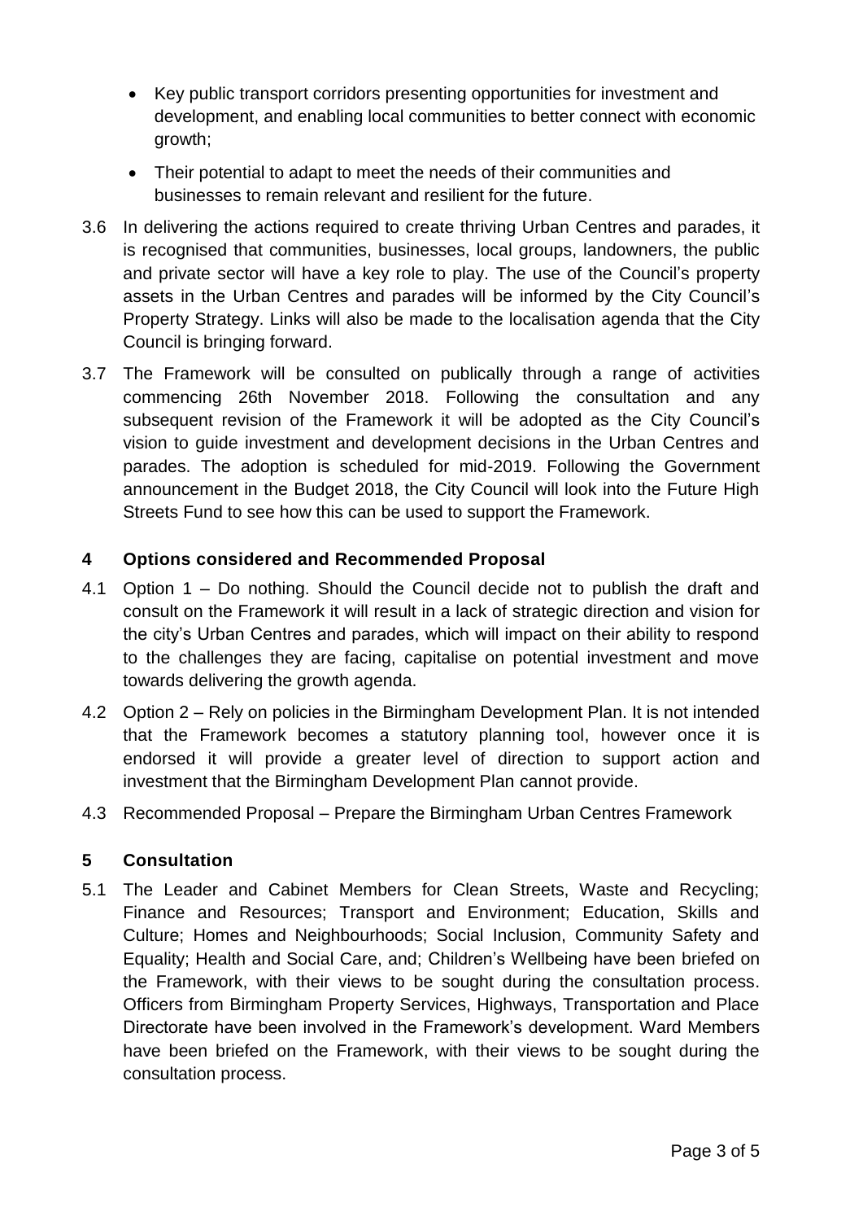- Key public transport corridors presenting opportunities for investment and development, and enabling local communities to better connect with economic growth;
- Their potential to adapt to meet the needs of their communities and businesses to remain relevant and resilient for the future.

3.6 In delivering the actions required to create thriving Urban Centres and parades, it is recognised that communities, businesses, local groups, landowners, the public and private sector will have a key role to play. The use of the Council's property assets in the Urban Centres and parades will be informed by the City Council's Property Strategy. Links will also be made to the localisation agenda that the City Council is bringing forward.

3.7 The Framework will be consulted on publically through a range of activities commencing 26th November 2018. Following the consultation and any subsequent revision of the Framework it will be adopted as the City Council's vision to guide investment and development decisions in the Urban Centres and parades. The adoption is scheduled for mid-2019. Following the Government announcement in the Budget 2018, the City Council will look into the Future High Streets Fund to see how this can be used to support the Framework.

## 4 Options considered and Recommended Proposal

4.1 Option 1 – Do nothing. Should the Council decide not to publish the draft and consult on the Framework it will result in a lack of strategic direction and vision for the city's Urban Centres and parades, which will impact on their ability to respond to the challenges they are facing, capitalise on potential investment and move towards delivering the growth agenda.

4.2 Option 2 – Rely on policies in the Birmingham Development Plan. It is not intended that the Framework becomes a statutory planning tool, however once it is endorsed it will provide a greater level of direction to support action and investment that the Birmingham Development Plan cannot provide.

4.3 Recommended Proposal – Prepare the Birmingham Urban Centres Framework

## 5 Consultation

5.1 The Leader and Cabinet Members for Clean Streets, Waste and Recycling; Finance and Resources; Transport and Environment; Education, Skills and Culture; Homes and Neighbourhoods; Social Inclusion, Community Safety and Equality; Health and Social Care, and; Children's Wellbeing have been briefed on the Framework, with their views to be sought during the consultation process. Officers from Birmingham Property Services, Highways, Transportation and Place Directorate have been involved in the Framework's development. Ward Members have been briefed on the Framework, with their views to be sought during the consultation process.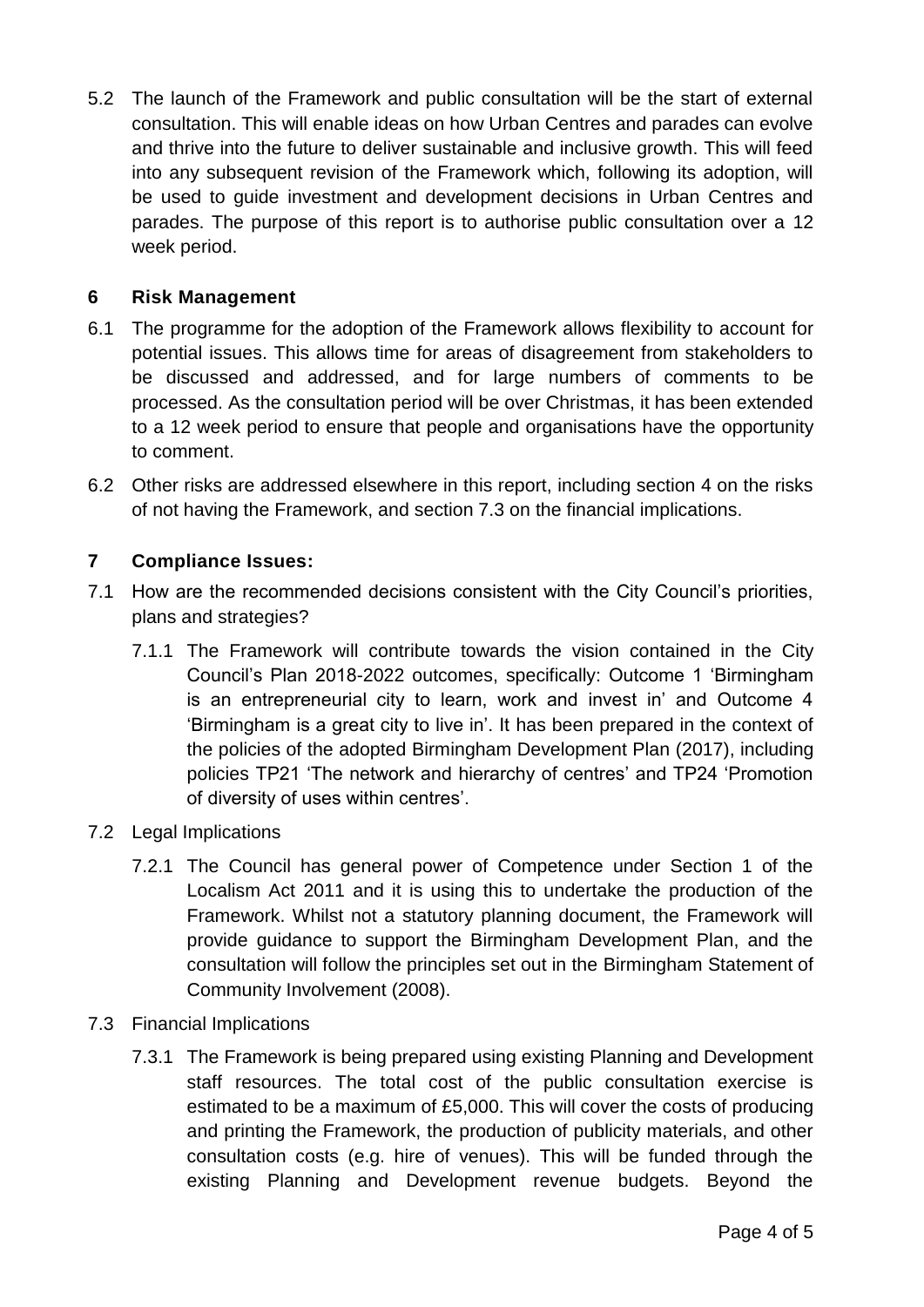5.2 The launch of the Framework and public consultation will be the start of external consultation. This will enable ideas on how Urban Centres and parades can evolve and thrive into the future to deliver sustainable and inclusive growth. This will feed into any subsequent revision of the Framework which, following its adoption, will be used to guide investment and development decisions in Urban Centres and parades. The purpose of this report is to authorise public consultation over a 12 week period.

## 6 Risk Management

6.1 The programme for the adoption of the Framework allows flexibility to account for potential issues. This allows time for areas of disagreement from stakeholders to be discussed and addressed, and for large numbers of comments to be processed. As the consultation period will be over Christmas, it has been extended to a 12 week period to ensure that people and organisations have the opportunity to comment.

6.2 Other risks are addressed elsewhere in this report, including section 4 on the risks of not having the Framework, and section 7.3 on the financial implications.

## 7 Compliance Issues:

7.1 How are the recommended decisions consistent with the City Council's priorities, plans and strategies?

7.1.1 The Framework will contribute towards the vision contained in the City Council's Plan 2018-2022 outcomes, specifically: Outcome 1 'Birmingham is an entrepreneurial city to learn, work and invest in' and Outcome 4 'Birmingham is a great city to live in'. It has been prepared in the context of the policies of the adopted Birmingham Development Plan (2017), including policies TP21 'The network and hierarchy of centres' and TP24 'Promotion of diversity of uses within centres'.

7.2 Legal Implications

7.2.1 The Council has general power of Competence under Section 1 of the Localism Act 2011 and it is using this to undertake the production of the Framework. Whilst not a statutory planning document, the Framework will provide guidance to support the Birmingham Development Plan, and the consultation will follow the principles set out in the Birmingham Statement of Community Involvement (2008).

7.3 Financial Implications

7.3.1 The Framework is being prepared using existing Planning and Development staff resources. The total cost of the public consultation exercise is estimated to be a maximum of £5,000. This will cover the costs of producing and printing the Framework, the production of publicity materials, and other consultation costs (e.g. hire of venues). This will be funded through the existing Planning and Development revenue budgets. Beyond the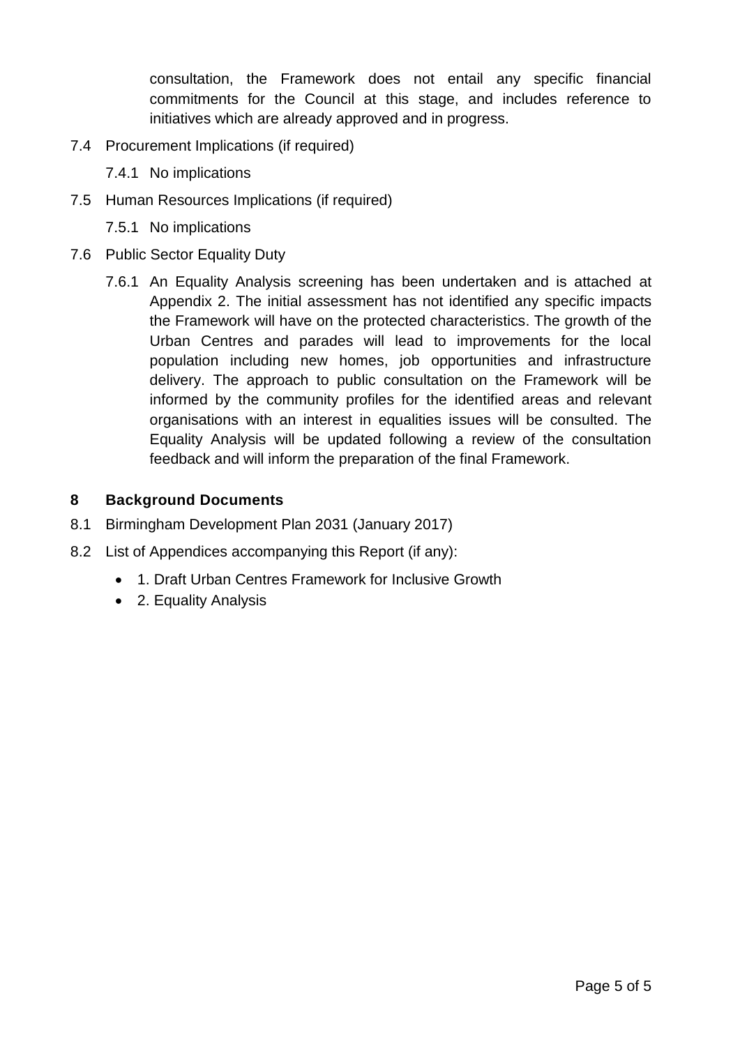consultation, the Framework does not entail any specific financial commitments for the Council at this stage, and includes reference to initiatives which are already approved and in progress.

7.4 Procurement Implications (if required)

7.4.1 No implications

7.5 Human Resources Implications (if required)

7.5.1 No implications

7.6 Public Sector Equality Duty

7.6.1 An Equality Analysis screening has been undertaken and is attached at Appendix 2. The initial assessment has not identified any specific impacts the Framework will have on the protected characteristics. The growth of the Urban Centres and parades will lead to improvements for the local population including new homes, job opportunities and infrastructure delivery. The approach to public consultation on the Framework will be informed by the community profiles for the identified areas and relevant organisations with an interest in equalities issues will be consulted. The Equality Analysis will be updated following a review of the consultation feedback and will inform the preparation of the final Framework.

## 8 Background Documents

8.1 Birmingham Development Plan 2031 (January 2017)

8.2 List of Appendices accompanying this Report (if any):

- 1. Draft Urban Centres Framework for Inclusive Growth
- 2. Equality Analysis